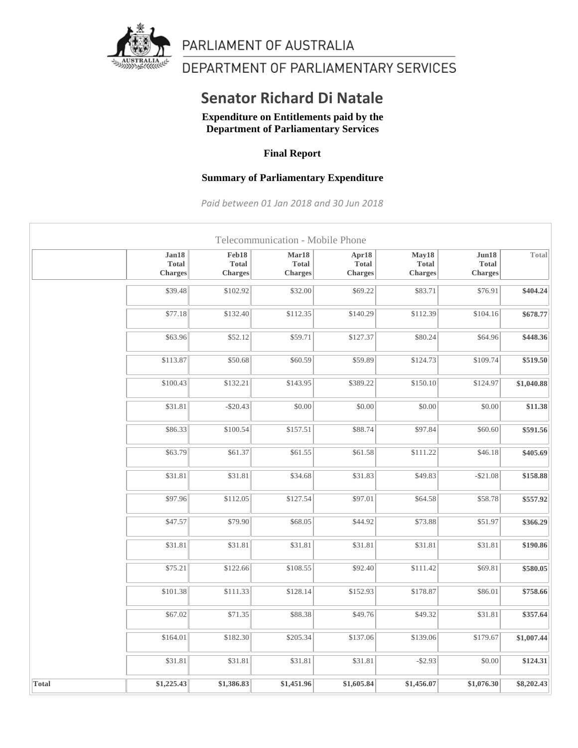PARLIAMENT OF AUSTRALIA

DEPARTMENT OF PARLIAMENTARY SERVICES

# Senator Richard Di Natale

**Expenditure on Entitlements paid by the Department of Parliamentary Services**

**Final Report**

**Summary of Parliamentary Expenditure**

*Paid between 01 Jan 2018 and 30 Jun 2018*

Telecommunication - Mobile Phone

| | Jan18 Total Charges | Feb18 Total Charges | Mar18 Total Charges | Apr18 Total Charges | May18 Total Charges | Jun18 Total Charges | Total |
|---|---|---|---|---|---|---|---|
| | $39.48 | $102.92 | $32.00 | $69.22 | $83.71 | $76.91 | **$404.24** |
| | $77.18 | $132.40 | $112.35 | $140.29 | $112.39 | $104.16 | **$678.77** |
| | $63.96 | $52.12 | $59.71 | $127.37 | $80.24 | $64.96 | **$448.36** |
| | $113.87 | $50.68 | $60.59 | $59.89 | $124.73 | $109.74 | **$519.50** |
| | $100.43 | $132.21 | $143.95 | $389.22 | $150.10 | $124.97 | **$1,040.88** |
| | $31.81 | -$20.43 | $0.00 | $0.00 | $0.00 | $0.00 | **$11.38** |
| | $86.33 | $100.54 | $157.51 | $88.74 | $97.84 | $60.60 | **$591.56** |
| | $63.79 | $61.37 | $61.55 | $61.58 | $111.22 | $46.18 | **$405.69** |
| | $31.81 | $31.81 | $34.68 | $31.83 | $49.83 | -$21.08 | **$158.88** |
| | $97.96 | $112.05 | $127.54 | $97.01 | $64.58 | $58.78 | **$557.92** |
| | $47.57 | $79.90 | $68.05 | $44.92 | $73.88 | $51.97 | **$366.29** |
| | $31.81 | $31.81 | $31.81 | $31.81 | $31.81 | $31.81 | **$190.86** |
| | $75.21 | $122.66 | $108.55 | $92.40 | $111.42 | $69.81 | **$580.05** |
| | $101.38 | $111.33 | $128.14 | $152.93 | $178.87 | $86.01 | **$758.66** |
| | $67.02 | $71.35 | $88.38 | $49.76 | $49.32 | $31.81 | **$357.64** |
| | $164.01 | $182.30 | $205.34 | $137.06 | $139.06 | $179.67 | **$1,007.44** |
| | $31.81 | $31.81 | $31.81 | $31.81 | -$2.93 | $0.00 | **$124.31** |
| **Total** | **$1,225.43** | **$1,386.83** | **$1,451.96** | **$1,605.84** | **$1,456.07** | **$1,076.30** | **$8,202.43** |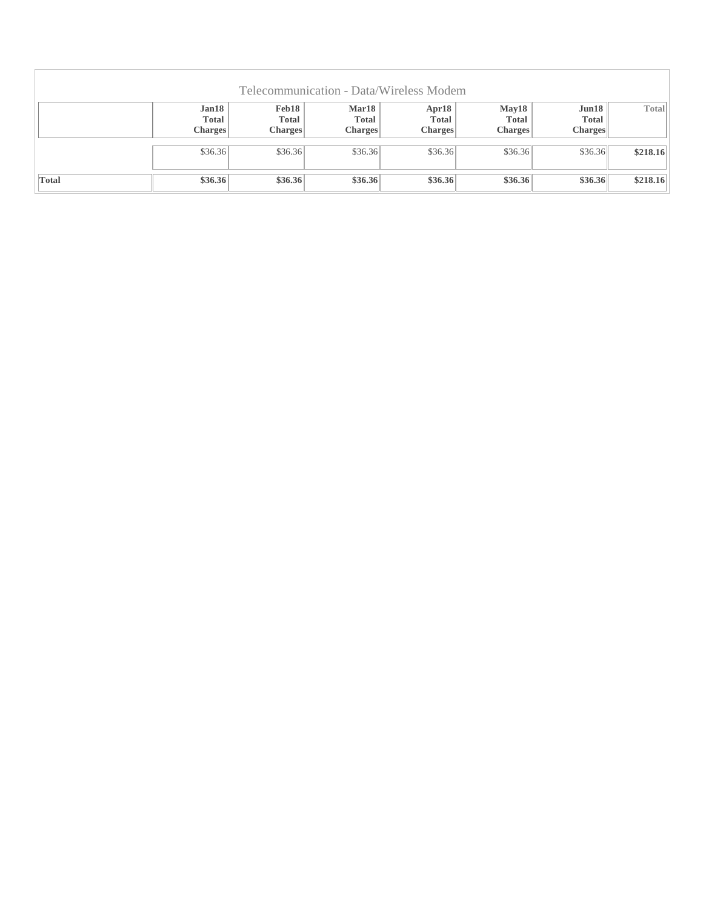## Telecommunication - Data/Wireless Modem

| | Jan18 Total Charges | Feb18 Total Charges | Mar18 Total Charges | Apr18 Total Charges | May18 Total Charges | Jun18 Total Charges | Total |
|---|---|---|---|---|---|---|---|
| | $36.36 | $36.36 | $36.36 | $36.36 | $36.36 | $36.36 | **$218.16** |
| **Total** | **$36.36** | **$36.36** | **$36.36** | **$36.36** | **$36.36** | **$36.36** | **$218.16** |